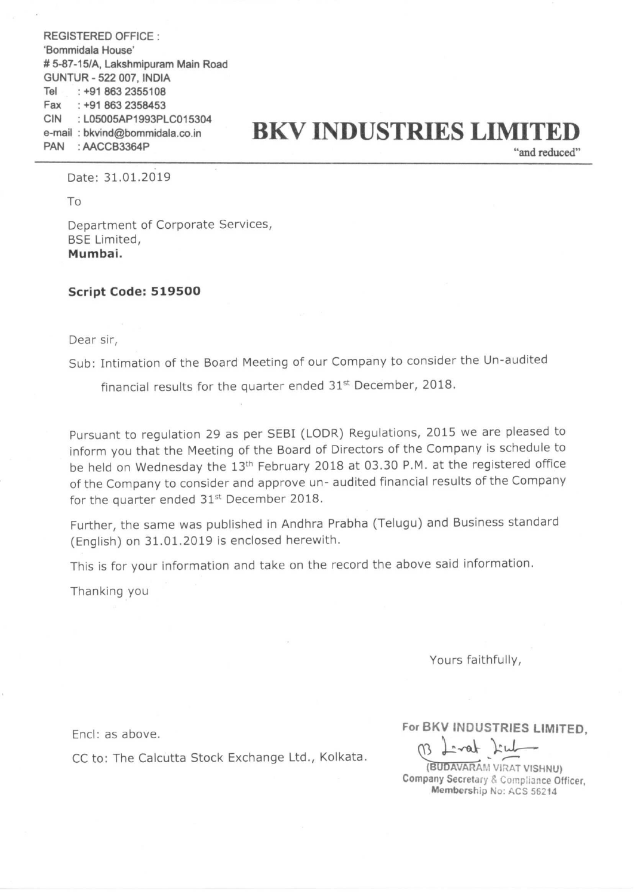REGISTERED OFFICE :
'Bommidala House'
# 5-87-15/A, Lakshmipuram Main Road
GUNTUR - 522 007, INDIA
Tel : +91 863 2355108
Fax : +91 863 2358453
CIN : L05005AP1993PLC015304
e-mail : bkvind@bommidala.co.in
PAN : AACCB3364P

# BKV INDUSTRIES LIMITED

"and reduced"

Date: 31.01.2019

To

Department of Corporate Services,
BSE Limited,
**Mumbai.**

**Script Code: 519500**

Dear sir,

Sub: Intimation of the Board Meeting of our Company to consider the Un-audited financial results for the quarter ended 31st December, 2018.

Pursuant to regulation 29 as per SEBI (LODR) Regulations, 2015 we are pleased to inform you that the Meeting of the Board of Directors of the Company is schedule to be held on Wednesday the 13th February 2018 at 03.30 P.M. at the registered office of the Company to consider and approve un- audited financial results of the Company for the quarter ended 31st December 2018.

Further, the same was published in Andhra Prabha (Telugu) and Business standard (English) on 31.01.2019 is enclosed herewith.

This is for your information and take on the record the above said information.

Thanking you

Yours faithfully,

For BKV INDUSTRIES LIMITED,

(BUDAVARAM VIRAT VISHNU)
Company Secretary & Compliance Officer,
Membership No: ACS 56214

Encl: as above.

CC to: The Calcutta Stock Exchange Ltd., Kolkata.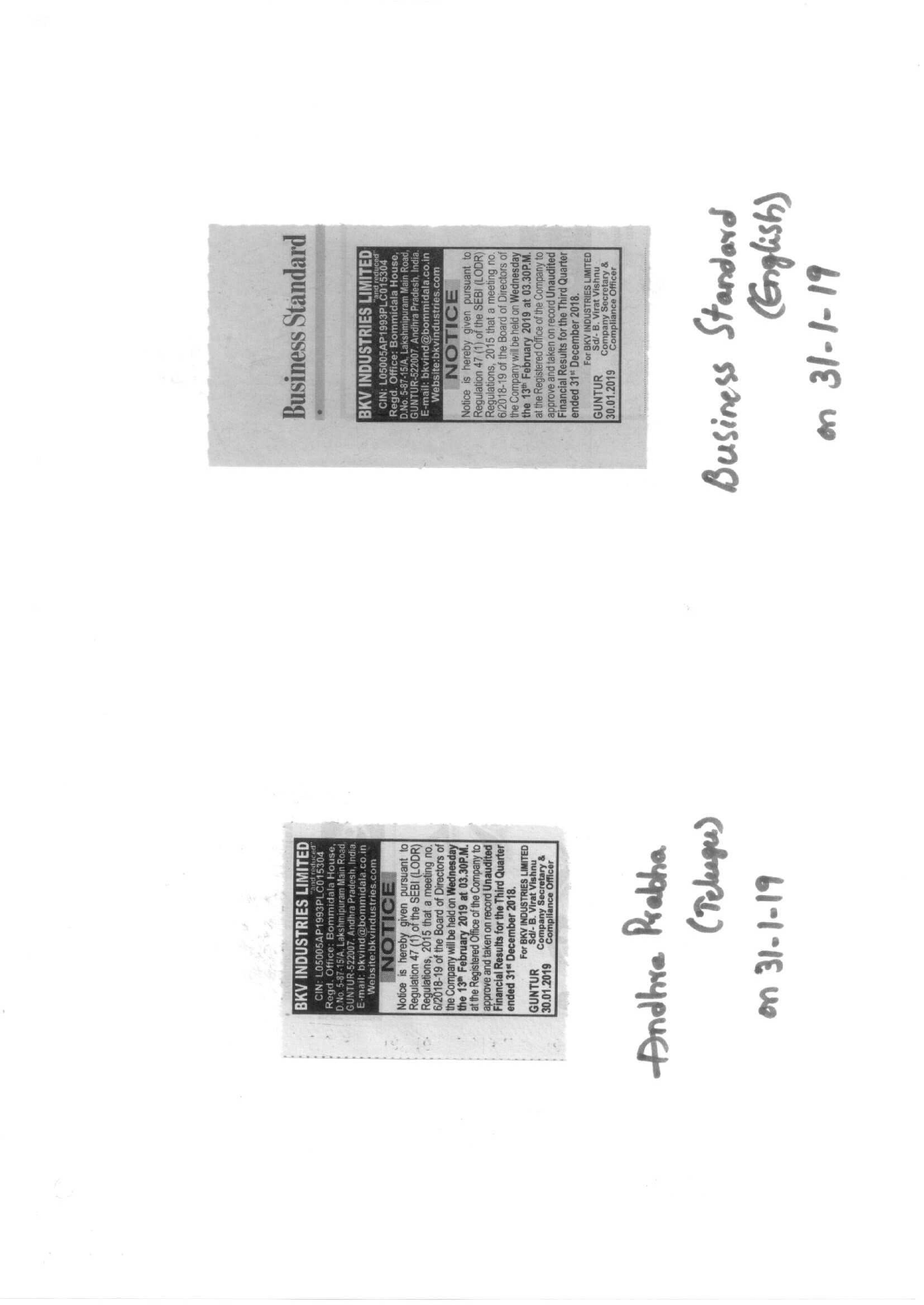**BKV INDUSTRIES LIMITED**

"and reduced"

CIN: L05005AP1993PLC015304
Regd. Office: Bommidala House, D.No. 5-87-15/A, Lakshmipuram Main Road, GUNTUR-522007, Andhra Pradesh, India.
E-mail: bkvind@bommidala.co.in
Website: bkvindustries.com

## NOTICE

Notice is hereby given pursuant to Regulation 47 (1) of the SEBI (LODR) Regulations, 2015 that a meeting no. 6/2018-19 of the Board of Directors of the Company will be held on **Wednesday the 13th February, 2019 at 03.30P.M.** at the Registered Office of the Company to approve and taken on record **Unaudited Financial Results for the Third Quarter ended 31st December 2018.**

For BKV INDUSTRIES LIMITED
Sd/- B. Virat Vishnu
Company Secretary & Compliance Officer

GUNTUR
30.01.2019

Andhra Prabha (Telugu) on 31-1-19

**Business Standard**

**BKV INDUSTRIES LIMITED**

"and reduced"

CIN: L05005AP1993PLC015304
Regd. Office: Bommidala House, D.No. 5-87-15/A, Lakshmipuram Main Road, GUNTUR-522007, Andhra Pradesh, India.
E-mail: bkvind@bommidala.co.in
Website: bkvindustries.com

## NOTICE

Notice is hereby given pursuant to Regulation 47 (1) of the SEBI (LODR) Regulations, 2015 that a meeting no. 6/2018-19 of the Board of Directors of the Company will be held on **Wednesday the 13th February, 2019 at 03.30P.M.** at the Registered Office of the Company to approve and taken on record **Unaudited Financial Results for the Third Quarter ended 31st December 2018.**

For BKV INDUSTRIES LIMITED
Sd/- B. Virat Vishnu
Company Secretary & Compliance Officer

GUNTUR
30.01.2019

Business Standard (English) on 31-1-19